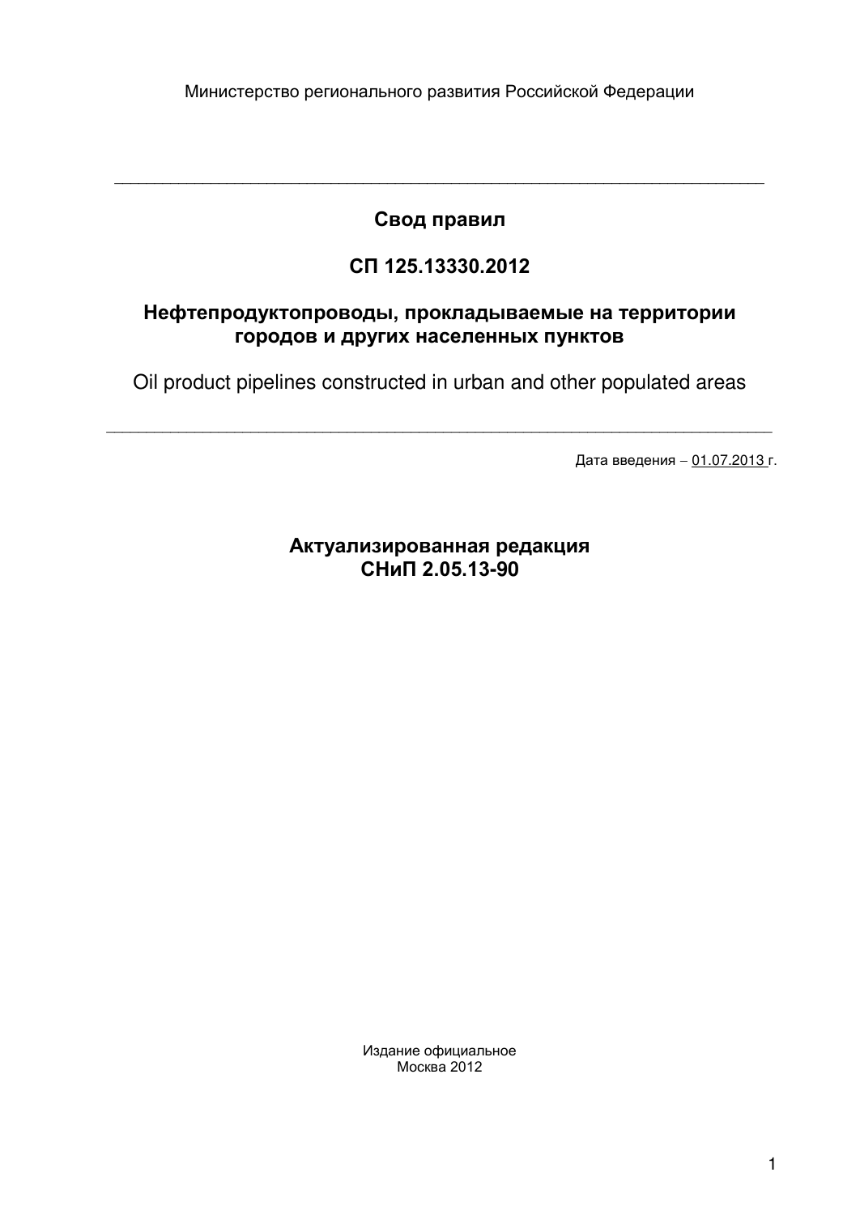Министерство регионального развития Российской Федерации

---

# Свод правил

# СП 125.13330.2012

## Нефтепродуктопроводы, прокладываемые на территории городов и других населенных пунктов

Oil product pipelines constructed in urban and other populated areas

---

Дата введения – 01.07.2013 г.

**Актуализированная редакция**
**СНиП 2.05.13-90**

Издание официальное
Москва 2012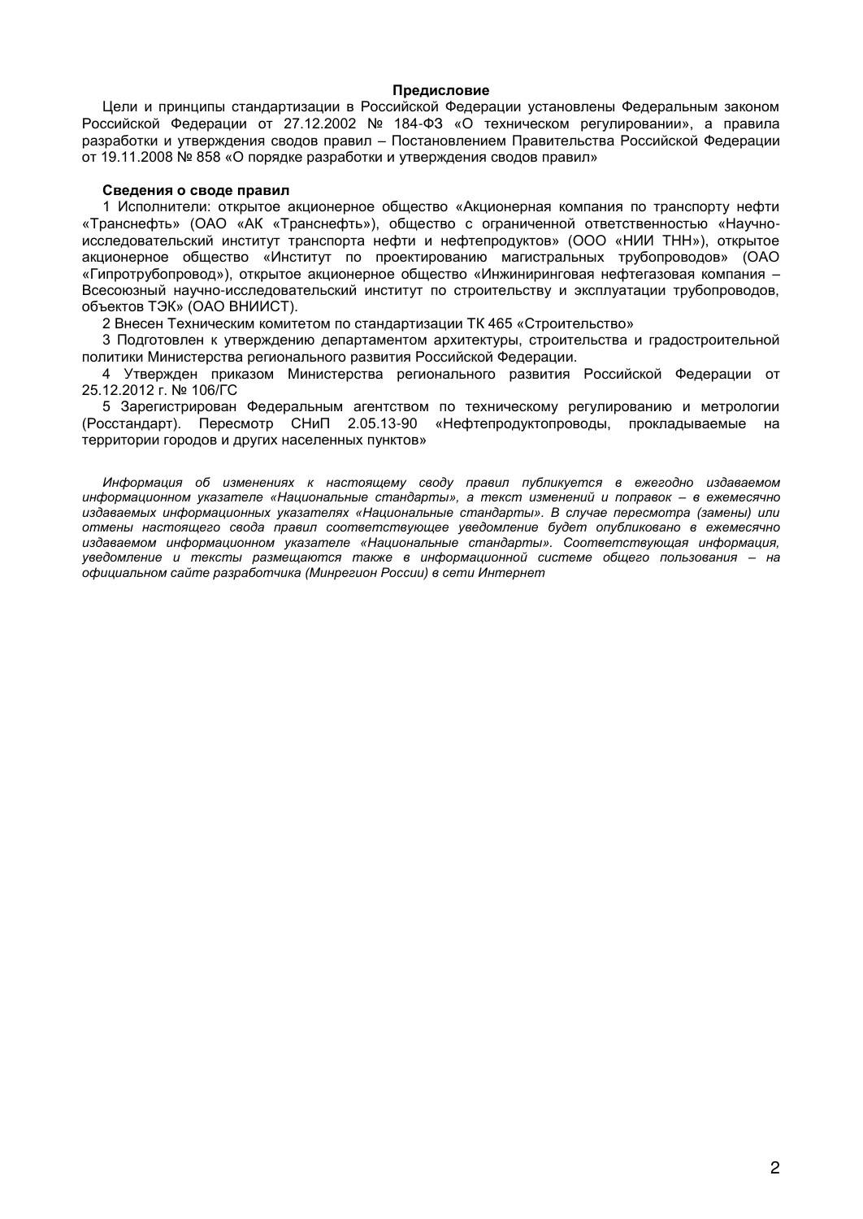## Предисловие

Цели и принципы стандартизации в Российской Федерации установлены Федеральным законом Российской Федерации от 27.12.2002 № 184-ФЗ «О техническом регулировании», а правила разработки и утверждения сводов правил – Постановлением Правительства Российской Федерации от 19.11.2008 № 858 «О порядке разработки и утверждения сводов правил»

### Сведения о своде правил

1 Исполнители: открытое акционерное общество «Акционерная компания по транспорту нефти «Транснефть» (ОАО «АК «Транснефть»), общество с ограниченной ответственностью «Научно-исследовательский институт транспорта нефти и нефтепродуктов» (ООО «НИИ ТНН»), открытое акционерное общество «Институт по проектированию магистральных трубопроводов» (ОАО «Гипротрубопровод»), открытое акционерное общество «Инжиниринговая нефтегазовая компания – Всесоюзный научно-исследовательский институт по строительству и эксплуатации трубопроводов, объектов ТЭК» (ОАО ВНИИСТ).

2 Внесен Техническим комитетом по стандартизации ТК 465 «Строительство»

3 Подготовлен к утверждению департаментом архитектуры, строительства и градостроительной политики Министерства регионального развития Российской Федерации.

4 Утвержден приказом Министерства регионального развития Российской Федерации от 25.12.2012 г. № 106/ГС

5 Зарегистрирован Федеральным агентством по техническому регулированию и метрологии (Росстандарт). Пересмотр СНиП 2.05.13-90 «Нефтепродуктопроводы, прокладываемые на территории городов и других населенных пунктов»

*Информация об изменениях к настоящему своду правил публикуется в ежегодно издаваемом информационном указателе «Национальные стандарты», а текст изменений и поправок – в ежемесячно издаваемых информационных указателях «Национальные стандарты». В случае пересмотра (замены) или отмены настоящего свода правил соответствующее уведомление будет опубликовано в ежемесячно издаваемом информационном указателе «Национальные стандарты». Соответствующая информация, уведомление и тексты размещаются также в информационной системе общего пользования – на официальном сайте разработчика (Минрегион России) в сети Интернет*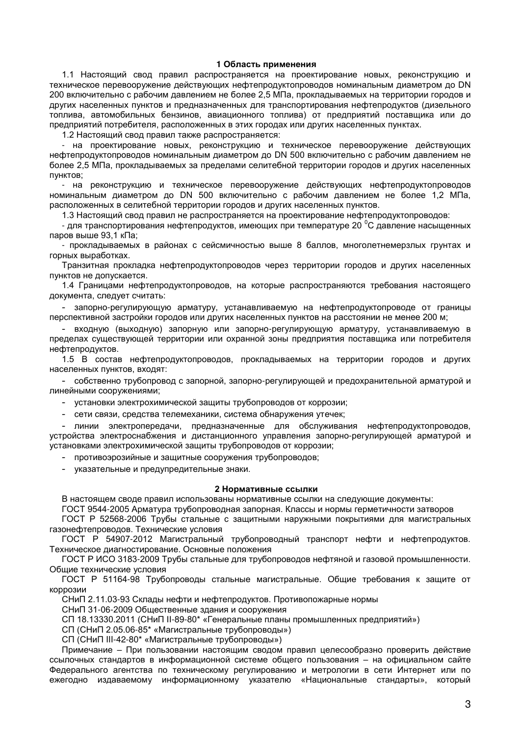## 1 Область применения

1.1 Настоящий свод правил распространяется на проектирование новых, реконструкцию и техническое перевооружение действующих нефтепродуктопроводов номинальным диаметром до DN 200 включительно с рабочим давлением не более 2,5 МПа, прокладываемых на территории городов и других населенных пунктов и предназначенных для транспортирования нефтепродуктов (дизельного топлива, автомобильных бензинов, авиационного топлива) от предприятий поставщика или до предприятий потребителя, расположенных в этих городах или других населенных пунктах.

1.2 Настоящий свод правил также распространяется:

- на проектирование новых, реконструкцию и техническое перевооружение действующих нефтепродуктопроводов номинальным диаметром до DN 500 включительно с рабочим давлением не более 2,5 МПа, прокладываемых за пределами селитебной территории городов и других населенных пунктов;
- на реконструкцию и техническое перевооружение действующих нефтепродуктопроводов номинальным диаметром до DN 500 включительно с рабочим давлением не более 1,2 МПа, расположенных в селитебной территории городов и других населенных пунктов.

1.3 Настоящий свод правил не распространяется на проектирование нефтепродуктопроводов:

- для транспортирования нефтепродуктов, имеющих при температуре 20 $^0$С давление насыщенных паров выше 93,1 кПа;
- прокладываемых в районах с сейсмичностью выше 8 баллов, многолетнемерзлых грунтах и горных выработках.

Транзитная прокладка нефтепродуктопроводов через территории городов и других населенных пунктов не допускается.

1.4 Границами нефтепродуктопроводов, на которые распространяются требования настоящего документа, следует считать:

- запорно-регулирующую арматуру, устанавливаемую на нефтепродуктопроводе от границы перспективной застройки городов или других населенных пунктов на расстоянии не менее 200 м;
- входную (выходную) запорную или запорно-регулирующую арматуру, устанавливаемую в пределах существующей территории или охранной зоны предприятия поставщика или потребителя нефтепродуктов.

1.5 В состав нефтепродуктопроводов, прокладываемых на территории городов и других населенных пунктов, входят:

- собственно трубопровод с запорной, запорно-регулирующей и предохранительной арматурой и линейными сооружениями;
- установки электрохимической защиты трубопроводов от коррозии;
- сети связи, средства телемеханики, система обнаружения утечек;
- линии электропередачи, предназначенные для обслуживания нефтепродуктопроводов, устройства электроснабжения и дистанционного управления запорно-регулирующей арматурой и установками электрохимической защиты трубопроводов от коррозии;
- противоэрозийные и защитные сооружения трубопроводов;
- указательные и предупредительные знаки.

## 2 Нормативные ссылки

В настоящем своде правил использованы нормативные ссылки на следующие документы:

ГОСТ 9544-2005 Арматура трубопроводная запорная. Классы и нормы герметичности затворов

ГОСТ Р 52568-2006 Трубы стальные с защитными наружными покрытиями для магистральных газонефтепроводов. Технические условия

ГОСТ Р 54907-2012 Магистральный трубопроводный транспорт нефти и нефтепродуктов. Техническое диагностирование. Основные положения

ГОСТ Р ИСО 3183-2009 Трубы стальные для трубопроводов нефтяной и газовой промышленности. Общие технические условия

ГОСТ Р 51164-98 Трубопроводы стальные магистральные. Общие требования к защите от коррозии

СНиП 2.11.03-93 Склады нефти и нефтепродуктов. Противопожарные нормы

СНиП 31-06-2009 Общественные здания и сооружения

СП 18.13330.2011 (СНиП II-89-80* «Генеральные планы промышленных предприятий»)

СП (СНиП 2.05.06-85* «Магистральные трубопроводы»)

СП (СНиП III-42-80* «Магистральные трубопроводы»)

Примечание – При пользовании настоящим сводом правил целесообразно проверить действие ссылочных стандартов в информационной системе общего пользования – на официальном сайте Федерального агентства по техническому регулированию и метрологии в сети Интернет или по ежегодно издаваемому информационному указателю «Национальные стандарты», который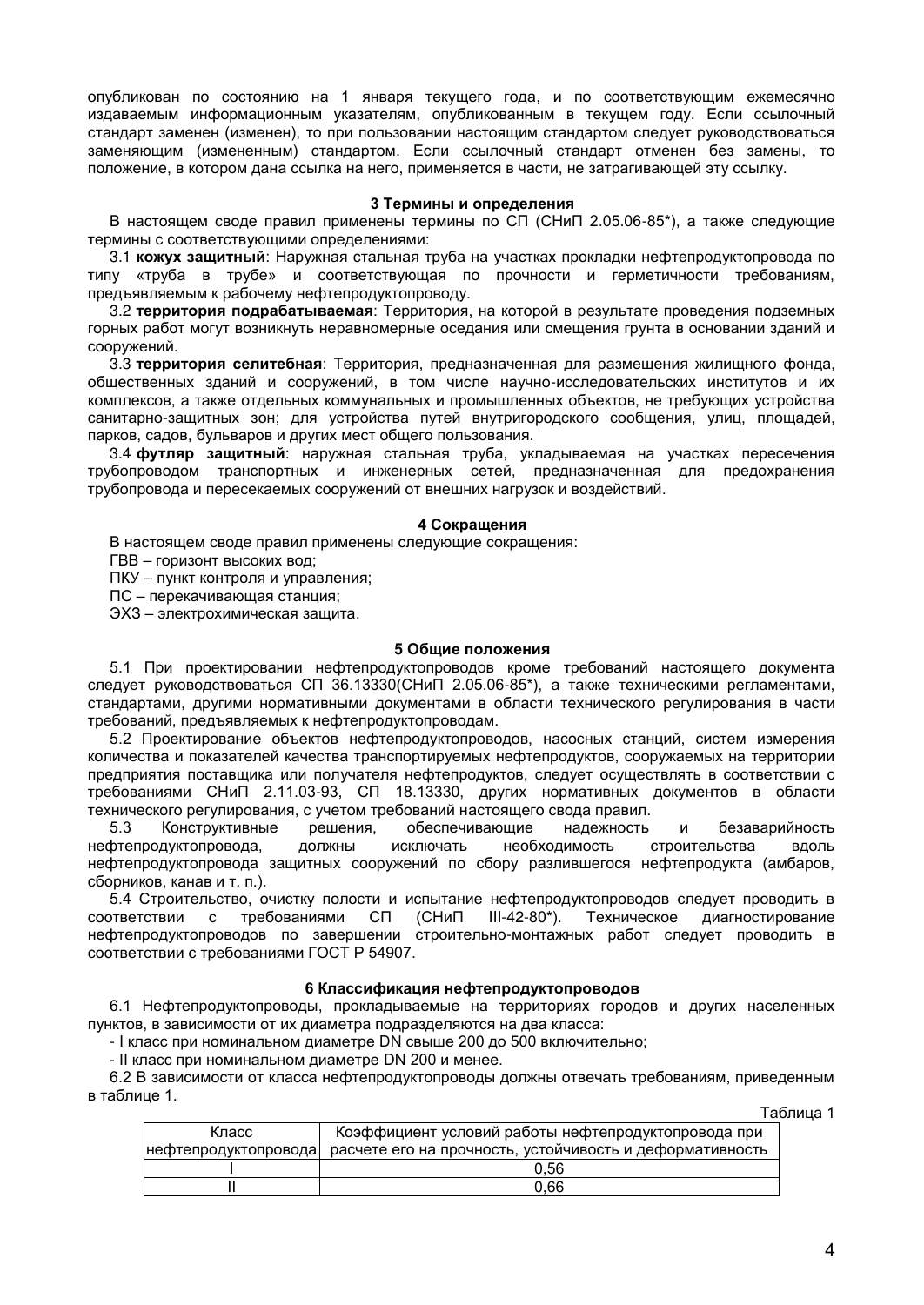опубликован по состоянию на 1 января текущего года, и по соответствующим ежемесячно издаваемым информационным указателям, опубликованным в текущем году. Если ссылочный стандарт заменен (изменен), то при пользовании настоящим стандартом следует руководствоваться заменяющим (измененным) стандартом. Если ссылочный стандарт отменен без замены, то положение, в котором дана ссылка на него, применяется в части, не затрагивающей эту ссылку.

## 3 Термины и определения

В настоящем своде правил применены термины по СП (СНиП 2.05.06-85*), а также следующие термины с соответствующими определениями:

3.1 **кожух защитный**: Наружная стальная труба на участках прокладки нефтепродуктопровода по типу «труба в трубе» и соответствующая по прочности и герметичности требованиям, предъявляемым к рабочему нефтепродуктопроводу.

3.2 **территория подрабатываемая**: Территория, на которой в результате проведения подземных горных работ могут возникнуть неравномерные оседания или смещения грунта в основании зданий и сооружений.

3.3 **территория селитебная**: Территория, предназначенная для размещения жилищного фонда, общественных зданий и сооружений, в том числе научно-исследовательских институтов и их комплексов, а также отдельных коммунальных и промышленных объектов, не требующих устройства санитарно-защитных зон; для устройства путей внутригородского сообщения, улиц, площадей, парков, садов, бульваров и других мест общего пользования.

3.4 **футляр защитный**: наружная стальная труба, укладываемая на участках пересечения трубопроводом транспортных и инженерных сетей, предназначенная для предохранения трубопровода и пересекаемых сооружений от внешних нагрузок и воздействий.

## 4 Сокращения

В настоящем своде правил применены следующие сокращения:

ГВВ – горизонт высоких вод;

ПКУ – пункт контроля и управления;

ПС – перекачивающая станция;

ЭХЗ – электрохимическая защита.

## 5 Общие положения

5.1 При проектировании нефтепродуктопроводов кроме требований настоящего документа следует руководствоваться СП 36.13330(СНиП 2.05.06-85*), а также техническими регламентами, стандартами, другими нормативными документами в области технического регулирования в части требований, предъявляемых к нефтепродуктопроводам.

5.2 Проектирование объектов нефтепродуктопроводов, насосных станций, систем измерения количества и показателей качества транспортируемых нефтепродуктов, сооружаемых на территории предприятия поставщика или получателя нефтепродуктов, следует осуществлять в соответствии с требованиями СНиП 2.11.03-93, СП 18.13330, других нормативных документов в области технического регулирования, с учетом требований настоящего свода правил.

5.3 Конструктивные решения, обеспечивающие надежность и безаварийность нефтепродуктопровода, должны исключать необходимость строительства вдоль нефтепродуктопровода защитных сооружений по сбору разлившегося нефтепродукта (амбаров, сборников, канав и т. п.).

5.4 Строительство, очистку полости и испытание нефтепродуктопроводов следует проводить в соответствии с требованиями СП (СНиП III-42-80*). Техническое диагностирование нефтепродуктопроводов по завершении строительно-монтажных работ следует проводить в соответствии с требованиями ГОСТ Р 54907.

## 6 Классификация нефтепродуктопроводов

6.1 Нефтепродуктопроводы, прокладываемые на территориях городов и других населенных пунктов, в зависимости от их диаметра подразделяются на два класса:

- I класс при номинальном диаметре DN свыше 200 до 500 включительно;
- II класс при номинальном диаметре DN 200 и менее.

6.2 В зависимости от класса нефтепродуктопроводы должны отвечать требованиям, приведенным в таблице 1.

Таблица 1

| Класс нефтепродуктопровода | Коэффициент условий работы нефтепродуктопровода при расчете его на прочность, устойчивость и деформативность |
|---|---|
| I | 0,56 |
| II | 0,66 |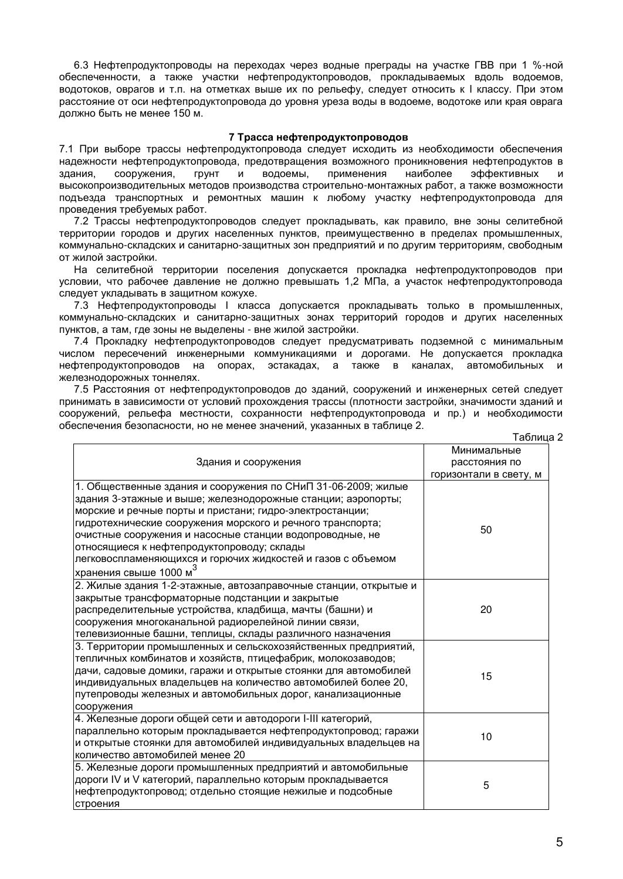6.3 Нефтепродуктопроводы на переходах через водные преграды на участке ГВВ при 1 %-ной обеспеченности, а также участки нефтепродуктопроводов, прокладываемых вдоль водоемов, водотоков, оврагов и т.п. на отметках выше их по рельефу, следует относить к I классу. При этом расстояние от оси нефтепродуктопровода до уровня уреза воды в водоеме, водотоке или края оврага должно быть не менее 150 м.

## 7 Трасса нефтепродуктопроводов

7.1 При выборе трассы нефтепродуктопровода следует исходить из необходимости обеспечения надежности нефтепродуктопровода, предотвращения возможного проникновения нефтепродуктов в здания, сооружения, грунт и водоемы, применения наиболее эффективных и высокопроизводительных методов производства строительно-монтажных работ, а также возможности подъезда транспортных и ремонтных машин к любому участку нефтепродуктопровода для проведения требуемых работ.

7.2 Трассы нефтепродуктопроводов следует прокладывать, как правило, вне зоны селитебной территории городов и других населенных пунктов, преимущественно в пределах промышленных, коммунально-складских и санитарно-защитных зон предприятий и по другим территориям, свободным от жилой застройки.

На селитебной территории поселения допускается прокладка нефтепродуктопроводов при условии, что рабочее давление не должно превышать 1,2 МПа, а участок нефтепродуктопровода следует укладывать в защитном кожухе.

7.3 Нефтепродуктопроводы I класса допускается прокладывать только в промышленных, коммунально-складских и санитарно-защитных зонах территорий городов и других населенных пунктов, а там, где зоны не выделены - вне жилой застройки.

7.4 Прокладку нефтепродуктопроводов следует предусматривать подземной с минимальным числом пересечений инженерными коммуникациями и дорогами. Не допускается прокладка нефтепродуктопроводов на опорах, эстакадах, а также в каналах, автомобильных и железнодорожных тоннелях.

7.5 Расстояния от нефтепродуктопроводов до зданий, сооружений и инженерных сетей следует принимать в зависимости от условий прохождения трассы (плотности застройки, значимости зданий и сооружений, рельефа местности, сохранности нефтепродуктопровода и пр.) и необходимости обеспечения безопасности, но не менее значений, указанных в таблице 2.

Таблица 2

| Здания и сооружения | Минимальные расстояния по горизонтали в свету, м |
|---|---|
| 1. Общественные здания и сооружения по СНиП 31-06-2009; жилые здания 3-этажные и выше; железнодорожные станции; аэропорты; морские и речные порты и пристани; гидро-электростанции; гидротехнические сооружения морского и речного транспорта; очистные сооружения и насосные станции водопроводные, не относящиеся к нефтепродуктопроводу; склады легковоспламеняющихся и горючих жидкостей и газов с объемом хранения свыше 1000 м$^3$ | 50 |
| 2. Жилые здания 1-2-этажные, автозаправочные станции, открытые и закрытые трансформаторные подстанции и закрытые распределительные устройства, кладбища, мачты (башни) и сооружения многоканальной радиорелейной линии связи, телевизионные башни, теплицы, склады различного назначения | 20 |
| 3. Территории промышленных и сельскохозяйственных предприятий, тепличных комбинатов и хозяйств, птицефабрик, молокозаводов; дачи, садовые домики, гаражи и открытые стоянки для автомобилей индивидуальных владельцев на количество автомобилей более 20, путепроводы железных и автомобильных дорог, канализационные сооружения | 15 |
| 4. Железные дороги общей сети и автодороги I-III категорий, параллельно которым прокладывается нефтепродуктопровод; гаражи и открытые стоянки для автомобилей индивидуальных владельцев на количество автомобилей менее 20 | 10 |
| 5. Железные дороги промышленных предприятий и автомобильные дороги IV и V категорий, параллельно которым прокладывается нефтепродуктопровод; отдельно стоящие нежилые и подсобные строения | 5 |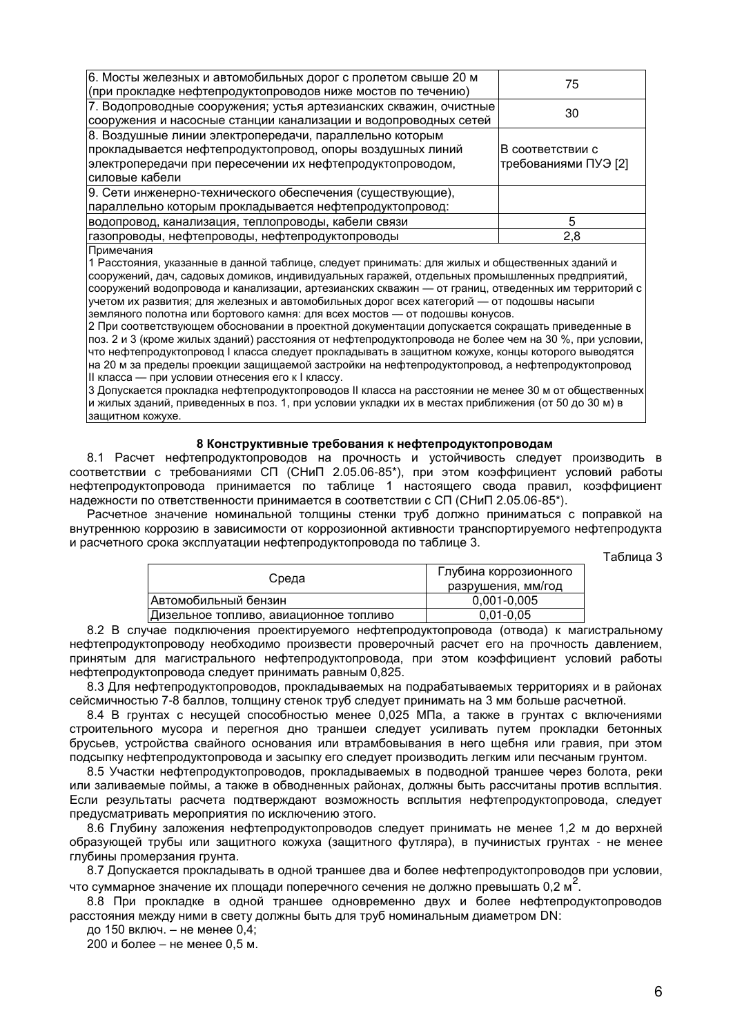| | |
|---|---|
| 6. Мосты железных и автомобильных дорог с пролетом свыше 20 м (при прокладке нефтепродуктопроводов ниже мостов по течению) | 75 |
| 7. Водопроводные сооружения; устья артезианских скважин, очистные сооружения и насосные станции канализации и водопроводных сетей | 30 |
| 8. Воздушные линии электропередачи, параллельно которым прокладывается нефтепродуктопровод, опоры воздушных линий электропередачи при пересечении их нефтепродуктопроводом, силовые кабели | В соответствии с требованиями ПУЭ [2] |
| 9. Сети инженерно-технического обеспечения (существующие), параллельно которым прокладывается нефтепродуктопровод: | |
| водопровод, канализация, теплопроводы, кабели связи | 5 |
| газопроводы, нефтепроводы, нефтепродуктопроводы | 2,8 |

Примечания

1 Расстояния, указанные в данной таблице, следует принимать: для жилых и общественных зданий и сооружений, дач, садовых домиков, индивидуальных гаражей, отдельных промышленных предприятий, сооружений водопровода и канализации, артезианских скважин — от границ, отведенных им территорий с учетом их развития; для железных и автомобильных дорог всех категорий — от подошвы насыпи земляного полотна или бортового камня: для всех мостов — от подошвы конусов.

2 При соответствующем обосновании в проектной документации допускается сокращать приведенные в поз. 2 и 3 (кроме жилых зданий) расстояния от нефтепродуктопровода не более чем на 30 %, при условии, что нефтепродуктопровод I класса следует прокладывать в защитном кожухе, концы которого выводятся на 20 м за пределы проекции защищаемой застройки на нефтепродуктопровод, а нефтепродуктопровод II класса — при условии отнесения его к I классу.

3 Допускается прокладка нефтепродуктопроводов II класса на расстоянии не менее 30 м от общественных и жилых зданий, приведенных в поз. 1, при условии укладки их в местах приближения (от 50 до 30 м) в защитном кожухе.

## 8 Конструктивные требования к нефтепродуктопроводам

8.1 Расчет нефтепродуктопроводов на прочность и устойчивость следует производить в соответствии с требованиями СП (СНиП 2.05.06-85*), при этом коэффициент условий работы нефтепродуктопровода принимается по таблице 1 настоящего свода правил, коэффициент надежности по ответственности принимается в соответствии с СП (СНиП 2.05.06-85*).

Расчетное значение номинальной толщины стенки труб должно приниматься с поправкой на внутреннюю коррозию в зависимости от коррозионной активности транспортируемого нефтепродукта и расчетного срока эксплуатации нефтепродуктопровода по таблице 3.

Таблица 3

| Среда | Глубина коррозионного разрушения, мм/год |
|---|---|
| Автомобильный бензин | 0,001-0,005 |
| Дизельное топливо, авиационное топливо | 0,01-0,05 |

8.2 В случае подключения проектируемого нефтепродуктопровода (отвода) к магистральному нефтепродуктопроводу необходимо произвести проверочный расчет его на прочность давлением, принятым для магистрального нефтепродуктопровода, при этом коэффициент условий работы нефтепродуктопровода следует принимать равным 0,825.

8.3 Для нефтепродуктопроводов, прокладываемых на подрабатываемых территориях и в районах сейсмичностью 7-8 баллов, толщину стенок труб следует принимать на 3 мм больше расчетной.

8.4 В грунтах с несущей способностью менее 0,025 МПа, а также в грунтах с включениями строительного мусора и перегноя дно траншеи следует усиливать путем прокладки бетонных брусьев, устройства свайного основания или втрамбовывания в него щебня или гравия, при этом подсыпку нефтепродуктопровода и засыпку его следует производить легким или песчаным грунтом.

8.5 Участки нефтепродуктопроводов, прокладываемых в подводной траншее через болота, реки или заливаемые поймы, а также в обводненных районах, должны быть рассчитаны против всплытия. Если результаты расчета подтверждают возможность всплытия нефтепродуктопровода, следует предусматривать мероприятия по исключению этого.

8.6 Глубину заложения нефтепродуктопроводов следует принимать не менее 1,2 м до верхней образующей трубы или защитного кожуха (защитного футляра), в пучинистых грунтах - не менее глубины промерзания грунта.

8.7 Допускается прокладывать в одной траншее два и более нефтепродуктопроводов при условии, что суммарное значение их площади поперечного сечения не должно превышать 0,2 $м^2$.

8.8 При прокладке в одной траншее одновременно двух и более нефтепродуктопроводов расстояния между ними в свету должны быть для труб номинальным диаметром DN:

до 150 включ. – не менее 0,4;

200 и более – не менее 0,5 м.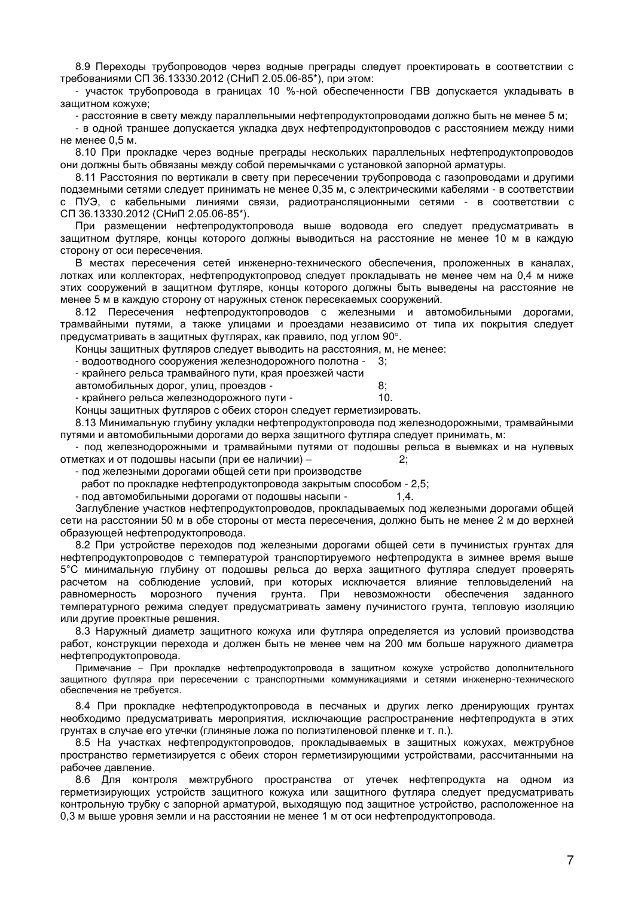8.9 Переходы трубопроводов через водные преграды следует проектировать в соответствии с требованиями СП 36.13330.2012 (СНиП 2.05.06-85*), при этом:

- участок трубопровода в границах 10 %-ной обеспеченности ГВВ допускается укладывать в защитном кожухе;
- расстояние в свету между параллельными нефтепродуктопроводами должно быть не менее 5 м;
- в одной траншее допускается укладка двух нефтепродуктопроводов с расстоянием между ними не менее 0,5 м.

8.10 При прокладке через водные преграды нескольких параллельных нефтепродуктопроводов они должны быть обвязаны между собой перемычками с установкой запорной арматуры.

8.11 Расстояния по вертикали в свету при пересечении трубопровода с газопроводами и другими подземными сетями следует принимать не менее 0,35 м, с электрическими кабелями - в соответствии с ПУЭ, с кабельными линиями связи, радиотрансляционными сетями - в соответствии с СП 36.13330.2012 (СНиП 2.05.06-85*).

При размещении нефтепродуктопровода выше водовода его следует предусматривать в защитном футляре, концы которого должны выводиться на расстояние не менее 10 м в каждую сторону от оси пересечения.

В местах пересечения сетей инженерно-технического обеспечения, проложенных в каналах, лотках или коллекторах, нефтепродуктопровод следует прокладывать не менее чем на 0,4 м ниже этих сооружений в защитном футляре, концы которого должны быть выведены на расстояние не менее 5 м в каждую сторону от наружных стенок пересекаемых сооружений.

8.12 Пересечения нефтепродуктопроводов с железными и автомобильными дорогами, трамвайными путями, а также улицами и проездами независимо от типа их покрытия следует предусматривать в защитных футлярах, как правило, под углом 90°.

Концы защитных футляров следует выводить на расстояния, м, не менее:

- водоотводного сооружения железнодорожного полотна - 3;
- крайнего рельса трамвайного пути, края проезжей части автомобильных дорог, улиц, проездов - 8;
- крайнего рельса железнодорожного пути - 10.

Концы защитных футляров с обеих сторон следует герметизировать.

8.13 Минимальную глубину укладки нефтепродуктопровода под железнодорожными, трамвайными путями и автомобильными дорогами до верха защитного футляра следует принимать, м:

- под железнодорожными и трамвайными путями от подошвы рельса в выемках и на нулевых отметках и от подошвы насыпи (при ее наличии) – 2;
- под железными дорогами общей сети при производстве работ по прокладке нефтепродуктопровода закрытым способом - 2,5;
- под автомобильными дорогами от подошвы насыпи - 1,4.

Заглубление участков нефтепродуктопроводов, прокладываемых под железными дорогами общей сети на расстоянии 50 м в обе стороны от места пересечения, должно быть не менее 2 м до верхней образующей нефтепродуктопровода.

8.2 При устройстве переходов под железными дорогами общей сети в пучинистых грунтах для нефтепродуктопроводов с температурой транспортируемого нефтепродукта в зимнее время выше 5°С минимальную глубину от подошвы рельса до верха защитного футляра следует проверять расчетом на соблюдение условий, при которых исключается влияние тепловыделений на равномерность морозного пучения грунта. При невозможности обеспечения заданного температурного режима следует предусматривать замену пучинистого грунта, тепловую изоляцию или другие проектные решения.

8.3 Наружный диаметр защитного кожуха или футляра определяется из условий производства работ, конструкции перехода и должен быть не менее чем на 200 мм больше наружного диаметра нефтепродуктопровода.

Примечание – При прокладке нефтепродуктопровода в защитном кожухе устройство дополнительного защитного футляра при пересечении с транспортными коммуникациями и сетями инженерно-технического обеспечения не требуется.

8.4 При прокладке нефтепродуктопровода в песчаных и других легко дренирующих грунтах необходимо предусматривать мероприятия, исключающие распространение нефтепродукта в этих грунтах в случае его утечки (глиняные ложа по полиэтиленовой пленке и т. п.).

8.5 На участках нефтепродуктопроводов, прокладываемых в защитных кожухах, межтрубное пространство герметизируется с обеих сторон герметизирующими устройствами, рассчитанными на рабочее давление.

8.6 Для контроля межтрубного пространства от утечек нефтепродукта на одном из герметизирующих устройств защитного кожуха или защитного футляра следует предусматривать контрольную трубку с запорной арматурой, выходящую под защитное устройство, расположенное на 0,3 м выше уровня земли и на расстоянии не менее 1 м от оси нефтепродуктопровода.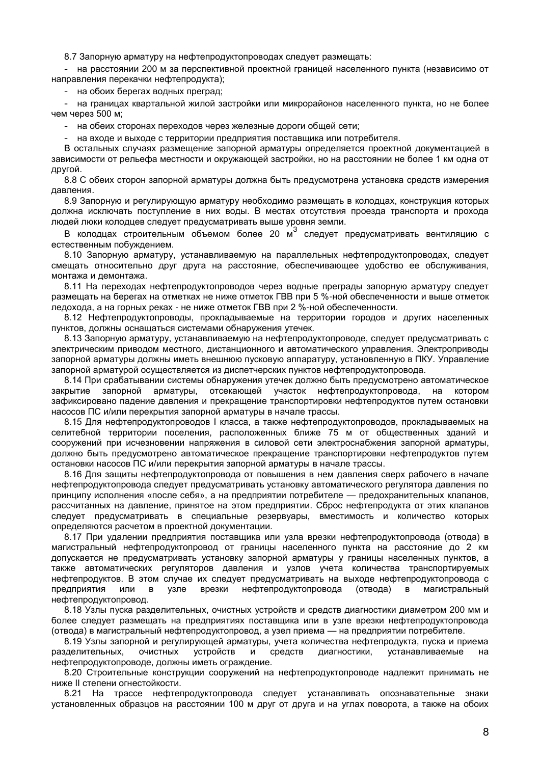8.7 Запорную арматуру на нефтепродуктопроводах следует размещать:

- на расстоянии 200 м за перспективной проектной границей населенного пункта (независимо от направления перекачки нефтепродукта);
- на обоих берегах водных преград;
- на границах квартальной жилой застройки или микрорайонов населенного пункта, но не более чем через 500 м;
- на обеих сторонах переходов через железные дороги общей сети;
- на входе и выходе с территории предприятия поставщика или потребителя.

В остальных случаях размещение запорной арматуры определяется проектной документацией в зависимости от рельефа местности и окружающей застройки, но на расстоянии не более 1 км одна от другой.

8.8 С обеих сторон запорной арматуры должна быть предусмотрена установка средств измерения давления.

8.9 Запорную и регулирующую арматуру необходимо размещать в колодцах, конструкция которых должна исключать поступление в них воды. В местах отсутствия проезда транспорта и прохода людей люки колодцев следует предусматривать выше уровня земли.

В колодцах строительным объемом более 20 $м^3$ следует предусматривать вентиляцию с естественным побуждением.

8.10 Запорную арматуру, устанавливаемую на параллельных нефтепродуктопроводах, следует смещать относительно друг друга на расстояние, обеспечивающее удобство ее обслуживания, монтажа и демонтажа.

8.11 На переходах нефтепродуктопроводов через водные преграды запорную арматуру следует размещать на берегах на отметках не ниже отметок ГВВ при 5 %-ной обеспеченности и выше отметок ледохода, а на горных реках - не ниже отметок ГВВ при 2 %-ной обеспеченности.

8.12 Нефтепродуктопроводы, прокладываемые на территории городов и других населенных пунктов, должны оснащаться системами обнаружения утечек.

8.13 Запорную арматуру, устанавливаемую на нефтепродуктопроводе, следует предусматривать с электрическим приводом местного, дистанционного и автоматического управления. Электроприводы запорной арматуры должны иметь внешнюю пусковую аппаратуру, установленную в ПКУ. Управление запорной арматурой осуществляется из диспетчерских пунктов нефтепродуктопровода.

8.14 При срабатывании системы обнаружения утечек должно быть предусмотрено автоматическое закрытие запорной арматуры, отсекающей участок нефтепродуктопровода, на котором зафиксировано падение давления и прекращение транспортировки нефтепродуктов путем остановки насосов ПС и/или перекрытия запорной арматуры в начале трассы.

8.15 Для нефтепродуктопроводов I класса, а также нефтепродуктопроводов, прокладываемых на селитебной территории поселения, расположенных ближе 75 м от общественных зданий и сооружений при исчезновении напряжения в силовой сети электроснабжения запорной арматуры, должно быть предусмотрено автоматическое прекращение транспортировки нефтепродуктов путем остановки насосов ПС и/или перекрытия запорной арматуры в начале трассы.

8.16 Для защиты нефтепродуктопровода от повышения в нем давления сверх рабочего в начале нефтепродуктопровода следует предусматривать установку автоматического регулятора давления по принципу исполнения «после себя», а на предприятии потребителе — предохранительных клапанов, рассчитанных на давление, принятое на этом предприятии. Сброс нефтепродукта от этих клапанов следует предусматривать в специальные резервуары, вместимость и количество которых определяются расчетом в проектной документации.

8.17 При удалении предприятия поставщика или узла врезки нефтепродуктопровода (отвода) в магистральный нефтепродуктопровод от границы населенного пункта на расстояние до 2 км допускается не предусматривать установку запорной арматуры у границы населенных пунктов, а также автоматических регуляторов давления и узлов учета количества транспортируемых нефтепродуктов. В этом случае их следует предусматривать на выходе нефтепродуктопровода с предприятия или в узле врезки нефтепродуктопровода (отвода) в магистральный нефтепродуктопровод.

8.18 Узлы пуска разделительных, очистных устройств и средств диагностики диаметром 200 мм и более следует размещать на предприятиях поставщика или в узле врезки нефтепродуктопровода (отвода) в магистральный нефтепродуктопровод, а узел приема — на предприятии потребителе.

8.19 Узлы запорной и регулирующей арматуры, учета количества нефтепродукта, пуска и приема разделительных, очистных устройств и средств диагностики, устанавливаемые на нефтепродуктопроводе, должны иметь ограждение.

8.20 Строительные конструкции сооружений на нефтепродуктопроводе надлежит принимать не ниже II степени огнестойкости.

8.21 На трассе нефтепродуктопровода следует устанавливать опознавательные знаки установленных образцов на расстоянии 100 м друг от друга и на углах поворота, а также на обоих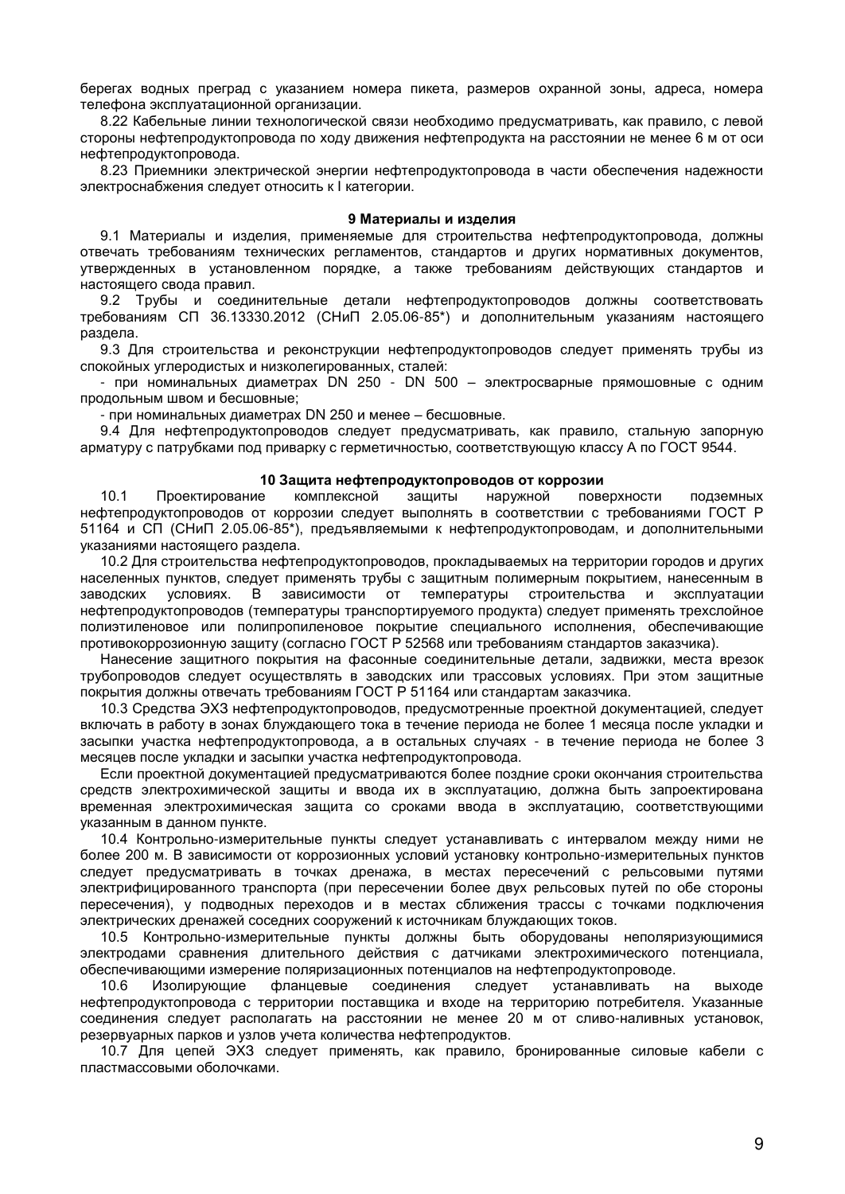берегах водных преград с указанием номера пикета, размеров охранной зоны, адреса, номера телефона эксплуатационной организации.

8.22 Кабельные линии технологической связи необходимо предусматривать, как правило, с левой стороны нефтепродуктопровода по ходу движения нефтепродукта на расстоянии не менее 6 м от оси нефтепродуктопровода.

8.23 Приемники электрической энергии нефтепродуктопровода в части обеспечения надежности электроснабжения следует относить к I категории.

## 9 Материалы и изделия

9.1 Материалы и изделия, применяемые для строительства нефтепродуктопровода, должны отвечать требованиям технических регламентов, стандартов и других нормативных документов, утвержденных в установленном порядке, а также требованиям действующих стандартов и настоящего свода правил.

9.2 Трубы и соединительные детали нефтепродуктопроводов должны соответствовать требованиям СП 36.13330.2012 (СНиП 2.05.06-85*) и дополнительным указаниям настоящего раздела.

9.3 Для строительства и реконструкции нефтепродуктопроводов следует применять трубы из спокойных углеродистых и низколегированных, сталей:

- при номинальных диаметрах DN 250 - DN 500 – электросварные прямошовные с одним продольным швом и бесшовные;
- при номинальных диаметрах DN 250 и менее – бесшовные.

9.4 Для нефтепродуктопроводов следует предусматривать, как правило, стальную запорную арматуру с патрубками под приварку с герметичностью, соответствующую классу А по ГОСТ 9544.

## 10 Защита нефтепродуктопроводов от коррозии

10.1 Проектирование комплексной защиты наружной поверхности подземных нефтепродуктопроводов от коррозии следует выполнять в соответствии с требованиями ГОСТ Р 51164 и СП (СНиП 2.05.06-85*), предъявляемыми к нефтепродуктопроводам, и дополнительными указаниями настоящего раздела.

10.2 Для строительства нефтепродуктопроводов, прокладываемых на территории городов и других населенных пунктов, следует применять трубы с защитным полимерным покрытием, нанесенным в заводских условиях. В зависимости от температуры строительства и эксплуатации нефтепродуктопроводов (температуры транспортируемого продукта) следует применять трехслойное полиэтиленовое или полипропиленовое покрытие специального исполнения, обеспечивающие противокоррозионную защиту (согласно ГОСТ Р 52568 или требованиям стандартов заказчика).

Нанесение защитного покрытия на фасонные соединительные детали, задвижки, места врезок трубопроводов следует осуществлять в заводских или трассовых условиях. При этом защитные покрытия должны отвечать требованиям ГОСТ Р 51164 или стандартам заказчика.

10.3 Средства ЭХЗ нефтепродуктопроводов, предусмотренные проектной документацией, следует включать в работу в зонах блуждающего тока в течение периода не более 1 месяца после укладки и засыпки участка нефтепродуктопровода, а в остальных случаях - в течение периода не более 3 месяцев после укладки и засыпки участка нефтепродуктопровода.

Если проектной документацией предусматриваются более поздние сроки окончания строительства средств электрохимической защиты и ввода их в эксплуатацию, должна быть запроектирована временная электрохимическая защита со сроками ввода в эксплуатацию, соответствующими указанным в данном пункте.

10.4 Контрольно-измерительные пункты следует устанавливать с интервалом между ними не более 200 м. В зависимости от коррозионных условий установку контрольно-измерительных пунктов следует предусматривать в точках дренажа, в местах пересечений с рельсовыми путями электрифицированного транспорта (при пересечении более двух рельсовых путей по обе стороны пересечения), у подводных переходов и в местах сближения трассы с точками подключения электрических дренажей соседних сооружений к источникам блуждающих токов.

10.5 Контрольно-измерительные пункты должны быть оборудованы неполяризующимися электродами сравнения длительного действия с датчиками электрохимического потенциала, обеспечивающими измерение поляризационных потенциалов на нефтепродуктопроводе.

10.6 Изолирующие фланцевые соединения следует устанавливать на выходе нефтепродуктопровода с территории поставщика и входе на территорию потребителя. Указанные соединения следует располагать на расстоянии не менее 20 м от сливо-наливных установок, резервуарных парков и узлов учета количества нефтепродуктов.

10.7 Для цепей ЭХЗ следует применять, как правило, бронированные силовые кабели с пластмассовыми оболочками.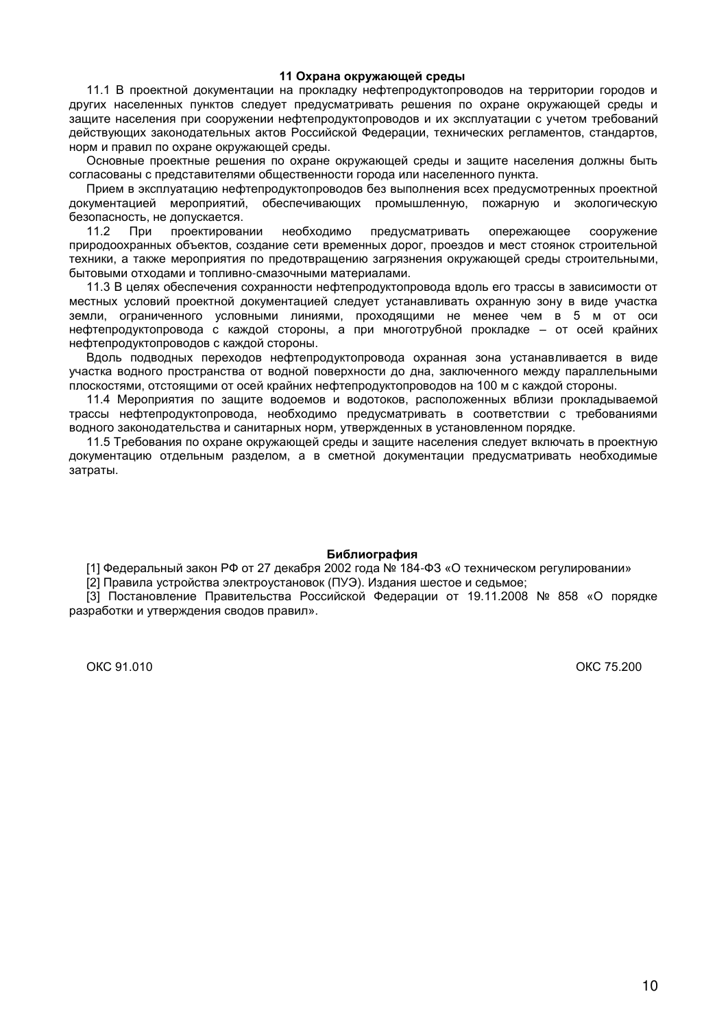## 11 Охрана окружающей среды

11.1 В проектной документации на прокладку нефтепродуктопроводов на территории городов и других населенных пунктов следует предусматривать решения по охране окружающей среды и защите населения при сооружении нефтепродуктопроводов и их эксплуатации с учетом требований действующих законодательных актов Российской Федерации, технических регламентов, стандартов, норм и правил по охране окружающей среды.

Основные проектные решения по охране окружающей среды и защите населения должны быть согласованы с представителями общественности города или населенного пункта.

Прием в эксплуатацию нефтепродуктопроводов без выполнения всех предусмотренных проектной документацией мероприятий, обеспечивающих промышленную, пожарную и экологическую безопасность, не допускается.

11.2 При проектировании необходимо предусматривать опережающее сооружение природоохранных объектов, создание сети временных дорог, проездов и мест стоянок строительной техники, а также мероприятия по предотвращению загрязнения окружающей среды строительными, бытовыми отходами и топливно-смазочными материалами.

11.3 В целях обеспечения сохранности нефтепродуктопровода вдоль его трассы в зависимости от местных условий проектной документацией следует устанавливать охранную зону в виде участка земли, ограниченного условными линиями, проходящими не менее чем в 5 м от оси нефтепродуктопровода с каждой стороны, а при многотрубной прокладке – от осей крайних нефтепродуктопроводов с каждой стороны.

Вдоль подводных переходов нефтепродуктопровода охранная зона устанавливается в виде участка водного пространства от водной поверхности до дна, заключенного между параллельными плоскостями, отстоящими от осей крайних нефтепродуктопроводов на 100 м с каждой стороны.

11.4 Мероприятия по защите водоемов и водотоков, расположенных вблизи прокладываемой трассы нефтепродуктопровода, необходимо предусматривать в соответствии с требованиями водного законодательства и санитарных норм, утвержденных в установленном порядке.

11.5 Требования по охране окружающей среды и защите населения следует включать в проектную документацию отдельным разделом, а в сметной документации предусматривать необходимые затраты.

## Библиография

[1] Федеральный закон РФ от 27 декабря 2002 года № 184-ФЗ «О техническом регулировании»

[2] Правила устройства электроустановок (ПУЭ). Издания шестое и седьмое;

[3] Постановление Правительства Российской Федерации от 19.11.2008 № 858 «О порядке разработки и утверждения сводов правил».

ОКС 91.010 ОКС 75.200